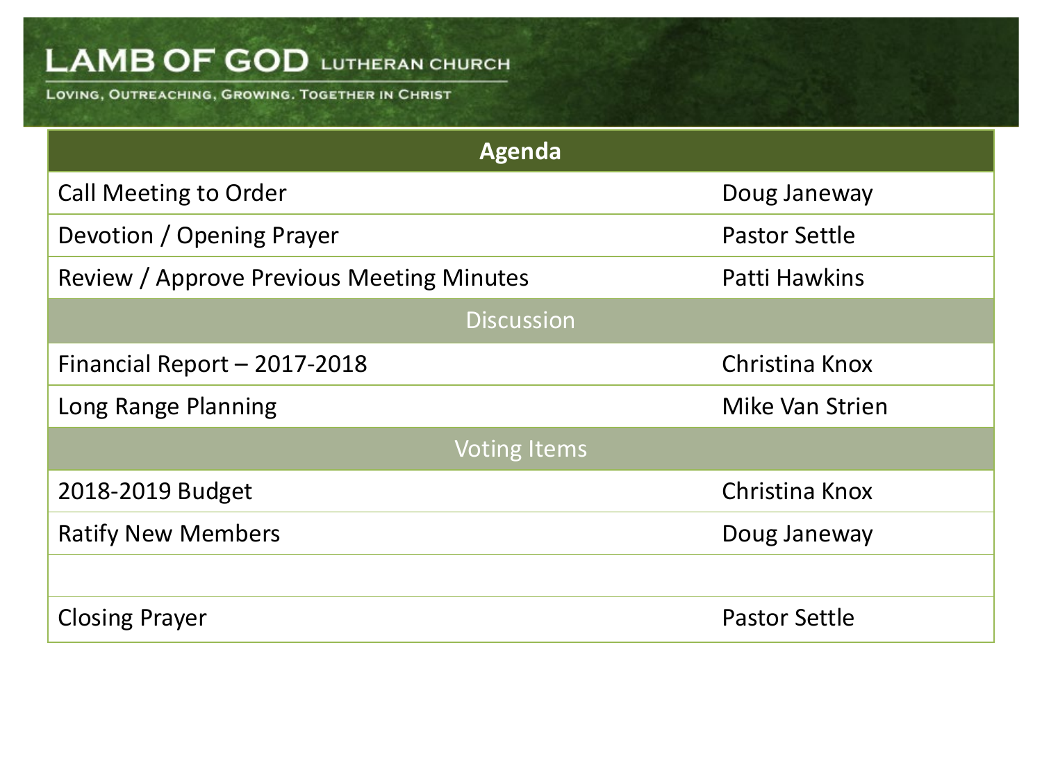# LAMB OF GOD LUTHERAN CHURCH

LOVING, OUTREACHING, GROWING. TOGETHER IN CHRIST

| Agenda | |
|---|---|
| Call Meeting to Order | Doug Janeway |
| Devotion / Opening Prayer | Pastor Settle |
| Review / Approve Previous Meeting Minutes | Patti Hawkins |
| **Discussion** | |
| Financial Report – 2017-2018 | Christina Knox |
| Long Range Planning | Mike Van Strien |
| **Voting Items** | |
| 2018-2019 Budget | Christina Knox |
| Ratify New Members | Doug Janeway |
| | |
| Closing Prayer | Pastor Settle |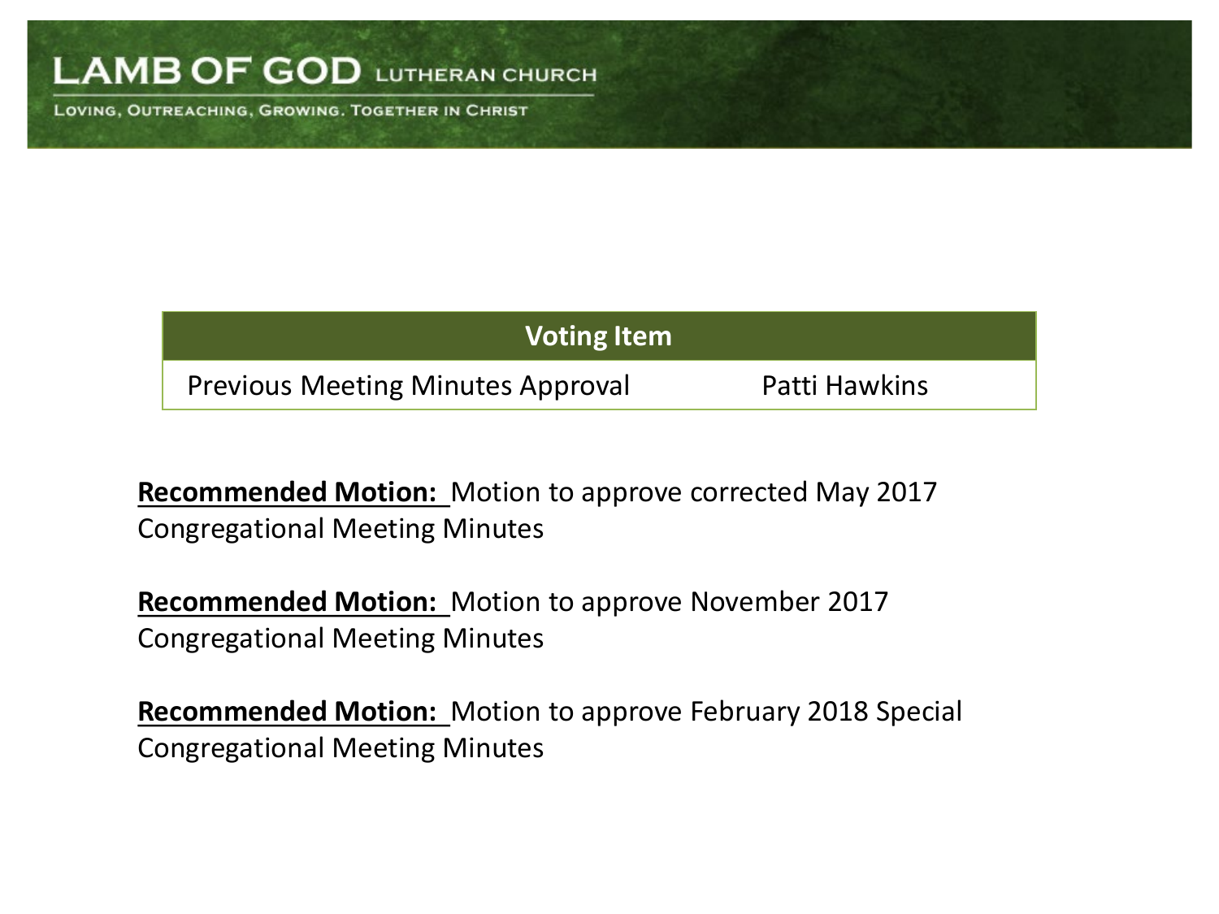| Voting Item | |
|---|---|
| Previous Meeting Minutes Approval | Patti Hawkins |

**Recommended Motion:** Motion to approve corrected May 2017 Congregational Meeting Minutes

**Recommended Motion:** Motion to approve November 2017 Congregational Meeting Minutes

**Recommended Motion:** Motion to approve February 2018 Special Congregational Meeting Minutes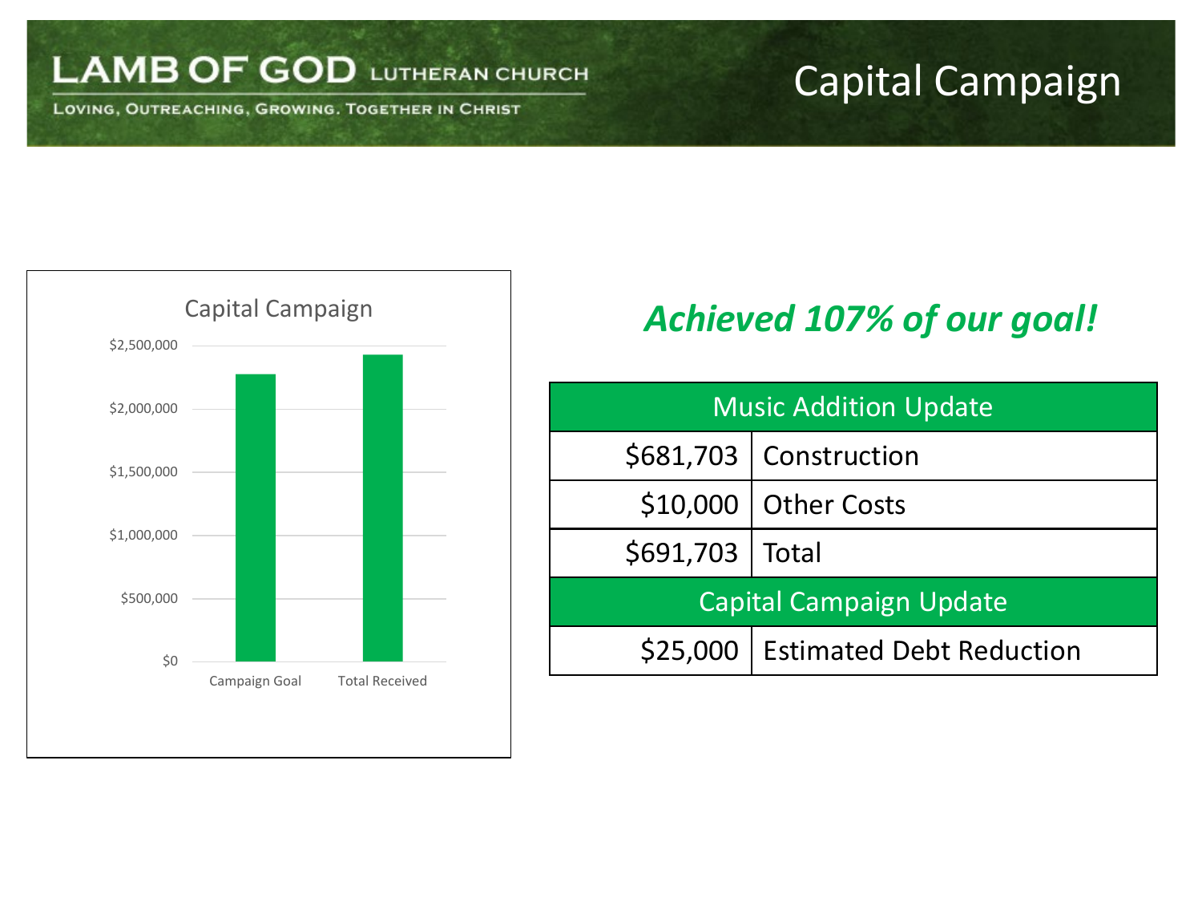# Capital Campaign

Capital Campaign

| | |
|---|---|
| Campaign Goal | |
| Total Received | |

### *Achieved 107% of our goal!*

| Music Addition Update | |
|---|---|
| $681,703 | Construction |
| $10,000 | Other Costs |
| $691,703 | Total |
| **Capital Campaign Update** | |
| $25,000 | Estimated Debt Reduction |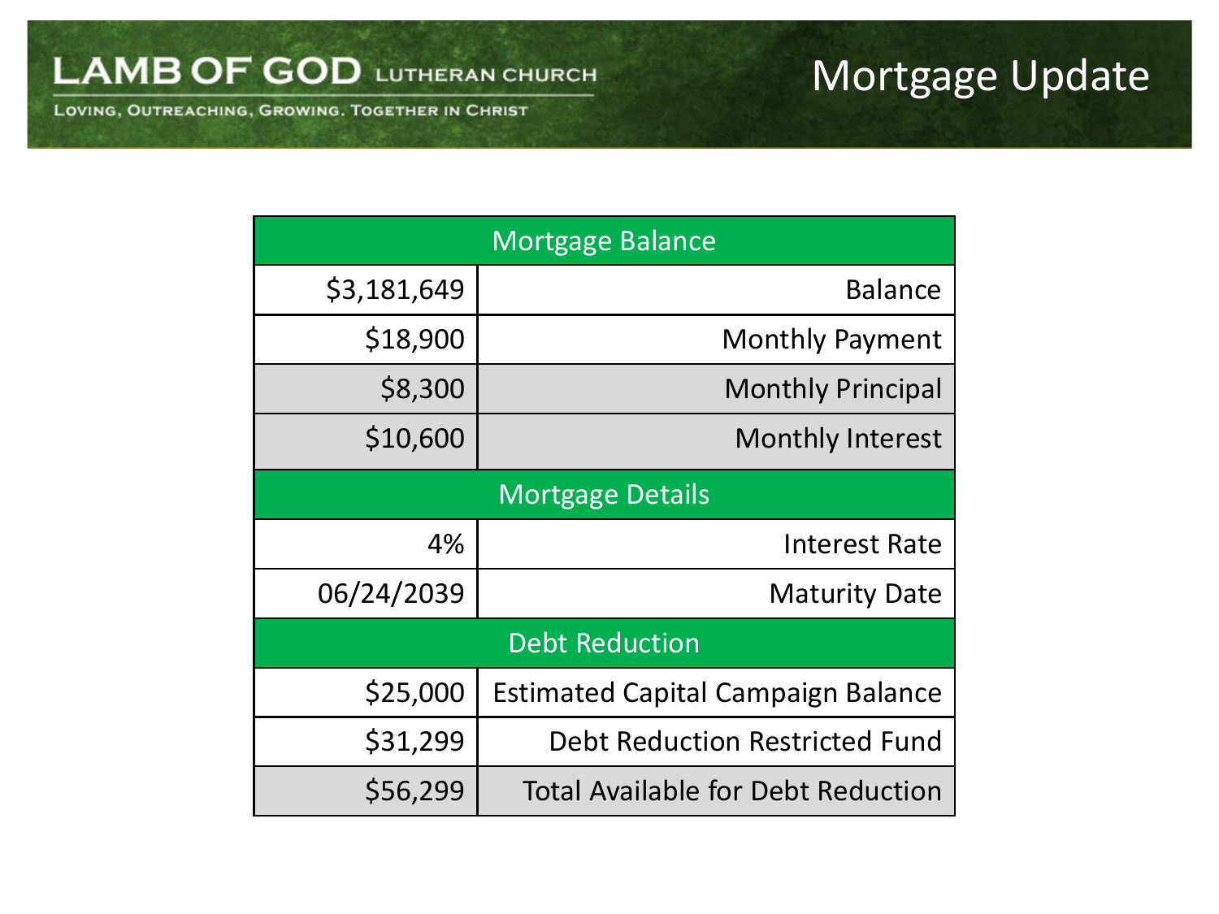LAMB OF GOD LUTHERAN CHURCH

LOVING, OUTREACHING, GROWING. TOGETHER IN CHRIST

# Mortgage Update

| Mortgage Balance | |
|---|---|
| $3,181,649 | Balance |
| $18,900 | Monthly Payment |
| $8,300 | Monthly Principal |
| $10,600 | Monthly Interest |
| **Mortgage Details** | |
| 4% | Interest Rate |
| 06/24/2039 | Maturity Date |
| **Debt Reduction** | |
| $25,000 | Estimated Capital Campaign Balance |
| $31,299 | Debt Reduction Restricted Fund |
| $56,299 | Total Available for Debt Reduction |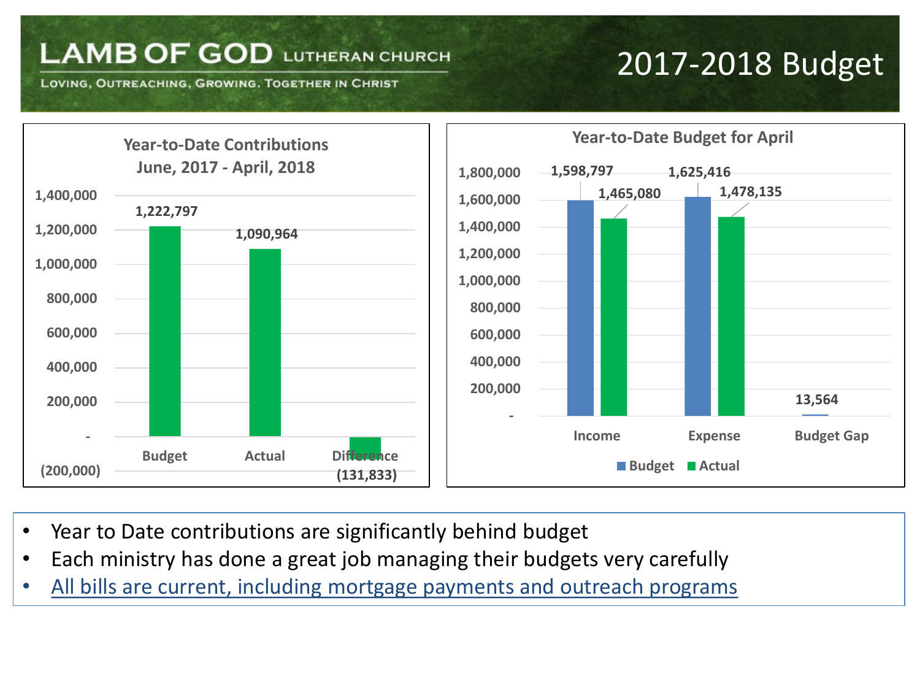# LAMB OF GOD LUTHERAN CHURCH

LOVING, OUTREACHING, GROWING. TOGETHER IN CHRIST

## 2017-2018 Budget

### Year-to-Date Contributions June, 2017 - April, 2018

| | Budget | Actual | Difference |
|---|---|---|---|
| Contributions | 1,222,797 | 1,090,964 | (131,833) |

### Year-to-Date Budget for April

| | Budget | Actual |
|---|---|---|
| Income | 1,598,797 | 1,465,080 |
| Expense | 1,625,416 | 1,478,135 |
| Budget Gap | 13,564 | |

- Year to Date contributions are significantly behind budget
- Each ministry has done a great job managing their budgets very carefully
- All bills are current, including mortgage payments and outreach programs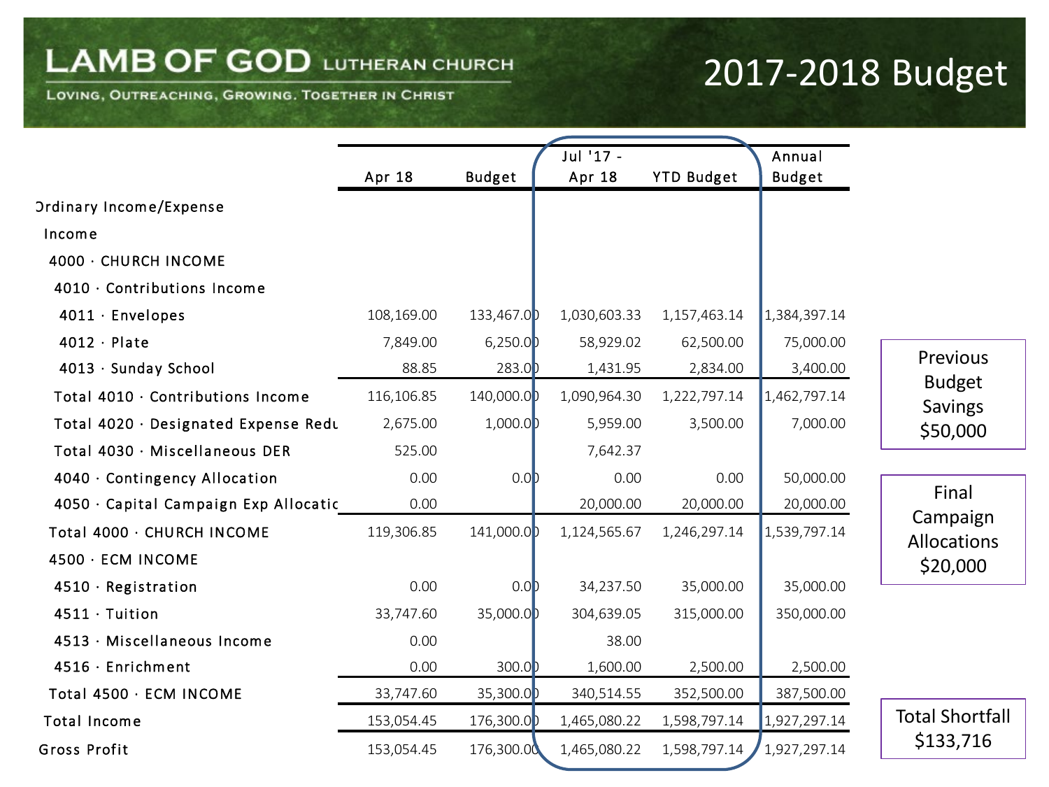# LAMB OF GOD LUTHERAN CHURCH

Loving, Outreaching, Growing. Together in Christ

# 2017-2018 Budget

| | Apr 18 | Budget | Jul '17 - Apr 18 | YTD Budget | Annual Budget |
|---|---|---|---|---|---|
| Ordinary Income/Expense | | | | | |
| Income | | | | | |
| 4000 · CHURCH INCOME | | | | | |
| 4010 · Contributions Income | | | | | |
| 4011 · Envelopes | 108,169.00 | 133,467.00 | 1,030,603.33 | 1,157,463.14 | 1,384,397.14 |
| 4012 · Plate | 7,849.00 | 6,250.00 | 58,929.02 | 62,500.00 | 75,000.00 |
| 4013 · Sunday School | 88.85 | 283.00 | 1,431.95 | 2,834.00 | 3,400.00 |
| Total 4010 · Contributions Income | 116,106.85 | 140,000.00 | 1,090,964.30 | 1,222,797.14 | 1,462,797.14 |
| Total 4020 · Designated Expense Redu | 2,675.00 | 1,000.00 | 5,959.00 | 3,500.00 | 7,000.00 |
| Total 4030 · Miscellaneous DER | 525.00 | | 7,642.37 | | |
| 4040 · Contingency Allocation | 0.00 | 0.00 | 0.00 | 0.00 | 50,000.00 |
| 4050 · Capital Campaign Exp Allocatic | 0.00 | | 20,000.00 | 20,000.00 | 20,000.00 |
| Total 4000 · CHURCH INCOME | 119,306.85 | 141,000.00 | 1,124,565.67 | 1,246,297.14 | 1,539,797.14 |
| 4500 · ECM INCOME | | | | | |
| 4510 · Registration | 0.00 | 0.00 | 34,237.50 | 35,000.00 | 35,000.00 |
| 4511 · Tuition | 33,747.60 | 35,000.00 | 304,639.05 | 315,000.00 | 350,000.00 |
| 4513 · Miscellaneous Income | 0.00 | | 38.00 | | |
| 4516 · Enrichment | 0.00 | 300.00 | 1,600.00 | 2,500.00 | 2,500.00 |
| Total 4500 · ECM INCOME | 33,747.60 | 35,300.00 | 340,514.55 | 352,500.00 | 387,500.00 |
| Total Income | 153,054.45 | 176,300.00 | 1,465,080.22 | 1,598,797.14 | 1,927,297.14 |
| Gross Profit | 153,054.45 | 176,300.00 | 1,465,080.22 | 1,598,797.14 | 1,927,297.14 |

Previous Budget Savings $50,000

Final Campaign Allocations $20,000

Total Shortfall $133,716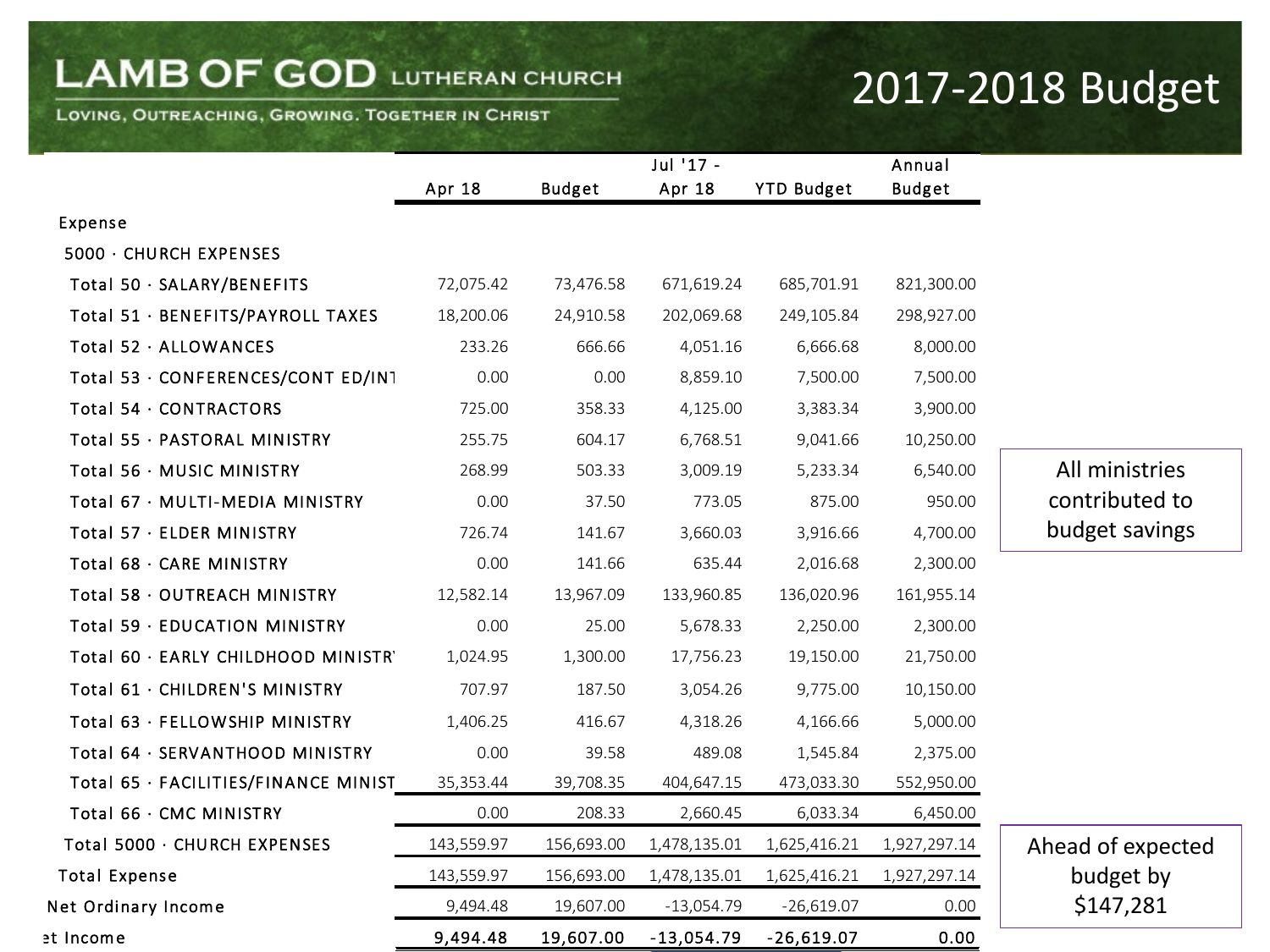# LAMB OF GOD LUTHERAN CHURCH

Loving, Outreaching, Growing. Together in Christ

## 2017-2018 Budget

| | Apr 18 | Budget | Jul '17 - Apr 18 | YTD Budget | Annual Budget |
|---|---|---|---|---|---|
| Expense | | | | | |
| 5000 · CHURCH EXPENSES | | | | | |
| Total 50 · SALARY/BENEFITS | 72,075.42 | 73,476.58 | 671,619.24 | 685,701.91 | 821,300.00 |
| Total 51 · BENEFITS/PAYROLL TAXES | 18,200.06 | 24,910.58 | 202,069.68 | 249,105.84 | 298,927.00 |
| Total 52 · ALLOWANCES | 233.26 | 666.66 | 4,051.16 | 6,666.68 | 8,000.00 |
| Total 53 · CONFERENCES/CONT ED/INT | 0.00 | 0.00 | 8,859.10 | 7,500.00 | 7,500.00 |
| Total 54 · CONTRACTORS | 725.00 | 358.33 | 4,125.00 | 3,383.34 | 3,900.00 |
| Total 55 · PASTORAL MINISTRY | 255.75 | 604.17 | 6,768.51 | 9,041.66 | 10,250.00 |
| Total 56 · MUSIC MINISTRY | 268.99 | 503.33 | 3,009.19 | 5,233.34 | 6,540.00 |
| Total 67 · MULTI-MEDIA MINISTRY | 0.00 | 37.50 | 773.05 | 875.00 | 950.00 |
| Total 57 · ELDER MINISTRY | 726.74 | 141.67 | 3,660.03 | 3,916.66 | 4,700.00 |
| Total 68 · CARE MINISTRY | 0.00 | 141.66 | 635.44 | 2,016.68 | 2,300.00 |
| Total 58 · OUTREACH MINISTRY | 12,582.14 | 13,967.09 | 133,960.85 | 136,020.96 | 161,955.14 |
| Total 59 · EDUCATION MINISTRY | 0.00 | 25.00 | 5,678.33 | 2,250.00 | 2,300.00 |
| Total 60 · EARLY CHILDHOOD MINISTRY | 1,024.95 | 1,300.00 | 17,756.23 | 19,150.00 | 21,750.00 |
| Total 61 · CHILDREN'S MINISTRY | 707.97 | 187.50 | 3,054.26 | 9,775.00 | 10,150.00 |
| Total 63 · FELLOWSHIP MINISTRY | 1,406.25 | 416.67 | 4,318.26 | 4,166.66 | 5,000.00 |
| Total 64 · SERVANTHOOD MINISTRY | 0.00 | 39.58 | 489.08 | 1,545.84 | 2,375.00 |
| Total 65 · FACILITIES/FINANCE MINIST | 35,353.44 | 39,708.35 | 404,647.15 | 473,033.30 | 552,950.00 |
| Total 66 · CMC MINISTRY | 0.00 | 208.33 | 2,660.45 | 6,033.34 | 6,450.00 |
| Total 5000 · CHURCH EXPENSES | 143,559.97 | 156,693.00 | 1,478,135.01 | 1,625,416.21 | 1,927,297.14 |
| Total Expense | 143,559.97 | 156,693.00 | 1,478,135.01 | 1,625,416.21 | 1,927,297.14 |
| Net Ordinary Income | 9,494.48 | 19,607.00 | -13,054.79 | -26,619.07 | 0.00 |
| Net Income | **9,494.48** | **19,607.00** | **-13,054.79** | **-26,619.07** | **0.00** |

All ministries contributed to budget savings

Ahead of expected budget by $147,281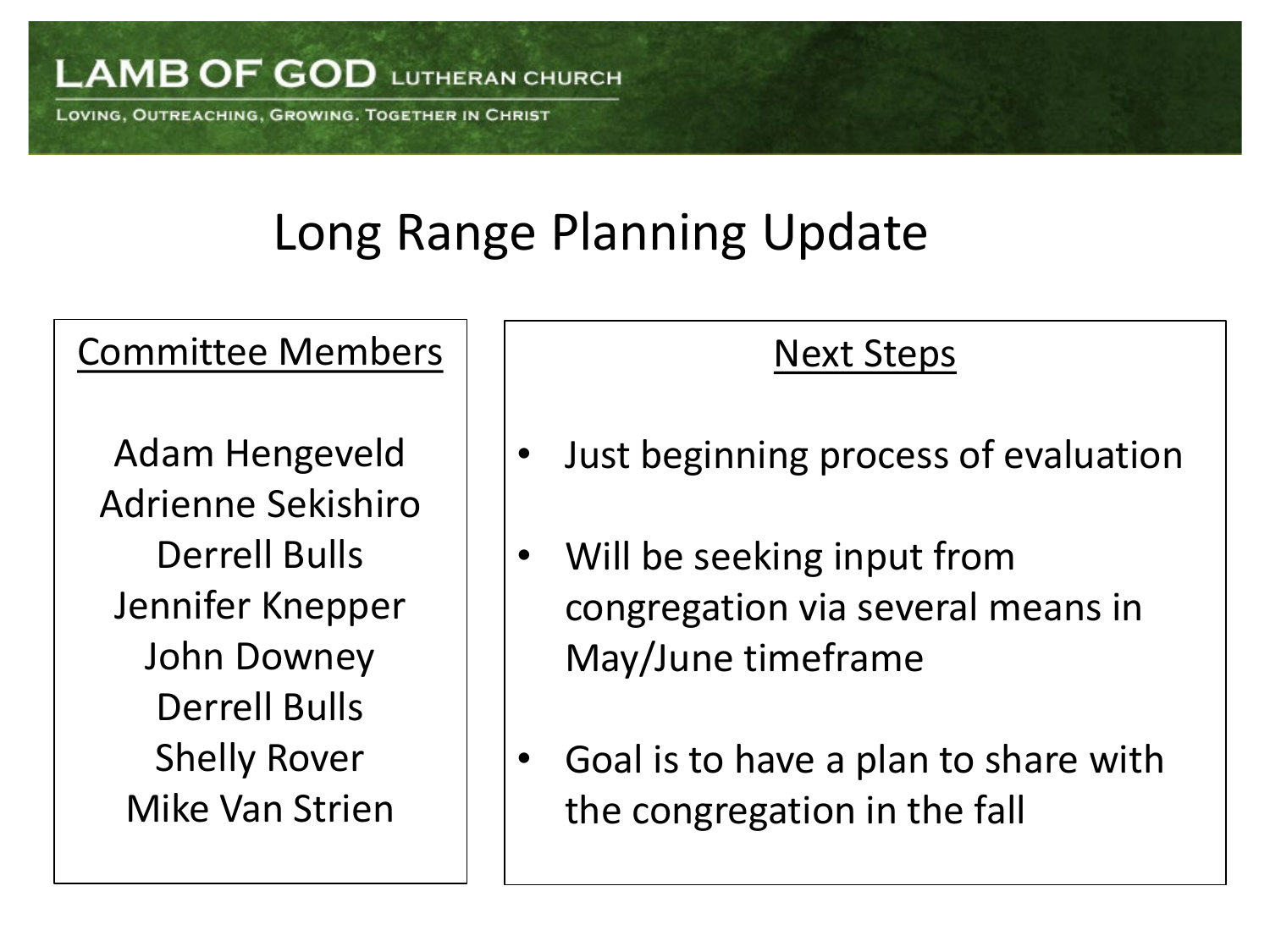LAMB OF GOD LUTHERAN CHURCH

LOVING, OUTREACHING, GROWING. TOGETHER IN CHRIST

# Long Range Planning Update

## Committee Members

Adam Hengeveld
Adrienne Sekishiro
Derrell Bulls
Jennifer Knepper
John Downey
Derrell Bulls
Shelly Rover
Mike Van Strien

## Next Steps

- Just beginning process of evaluation
- Will be seeking input from congregation via several means in May/June timeframe
- Goal is to have a plan to share with the congregation in the fall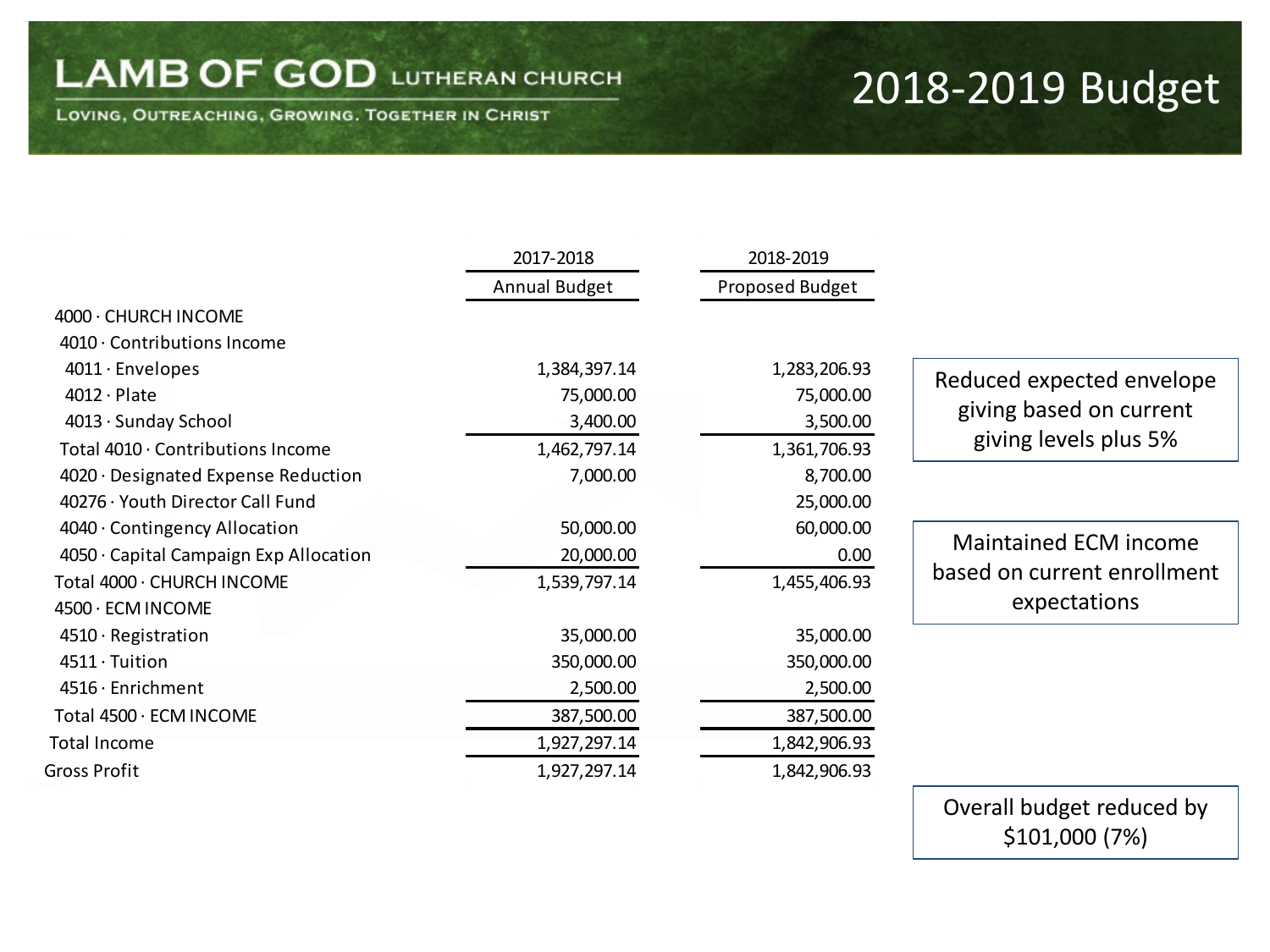# LAMB OF GOD LUTHERAN CHURCH

LOVING, OUTREACHING, GROWING. TOGETHER IN CHRIST

# 2018-2019 Budget

| | 2017-2018 Annual Budget | 2018-2019 Proposed Budget |
|---|---|---|
| 4000 · CHURCH INCOME | | |
| 4010 · Contributions Income | | |
| 4011 · Envelopes | 1,384,397.14 | 1,283,206.93 |
| 4012 · Plate | 75,000.00 | 75,000.00 |
| 4013 · Sunday School | 3,400.00 | 3,500.00 |
| Total 4010 · Contributions Income | 1,462,797.14 | 1,361,706.93 |
| 4020 · Designated Expense Reduction | 7,000.00 | 8,700.00 |
| 40276 · Youth Director Call Fund | | 25,000.00 |
| 4040 · Contingency Allocation | 50,000.00 | 60,000.00 |
| 4050 · Capital Campaign Exp Allocation | 20,000.00 | 0.00 |
| Total 4000 · CHURCH INCOME | 1,539,797.14 | 1,455,406.93 |
| 4500 · ECM INCOME | | |
| 4510 · Registration | 35,000.00 | 35,000.00 |
| 4511 · Tuition | 350,000.00 | 350,000.00 |
| 4516 · Enrichment | 2,500.00 | 2,500.00 |
| Total 4500 · ECM INCOME | 387,500.00 | 387,500.00 |
| Total Income | 1,927,297.14 | 1,842,906.93 |
| Gross Profit | 1,927,297.14 | 1,842,906.93 |

Reduced expected envelope giving based on current giving levels plus 5%

Maintained ECM income based on current enrollment expectations

Overall budget reduced by $101,000 (7%)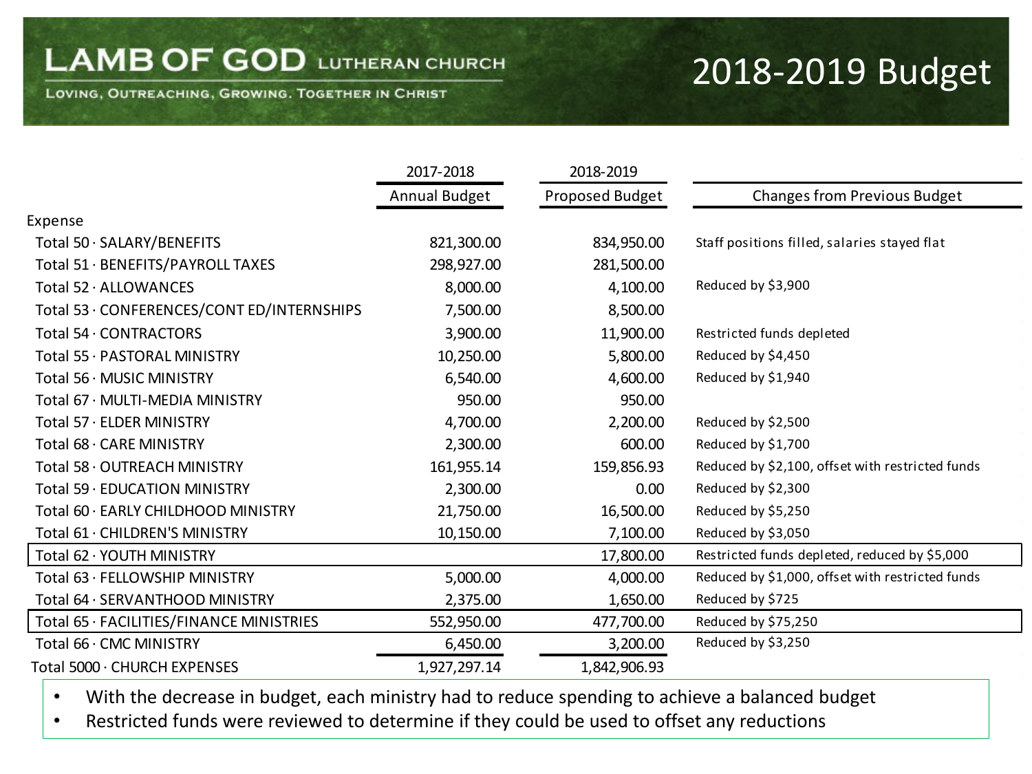# LAMB OF GOD LUTHERAN CHURCH

LOVING, OUTREACHING, GROWING. TOGETHER IN CHRIST

# 2018-2019 Budget

| | 2017-2018 Annual Budget | 2018-2019 Proposed Budget | Changes from Previous Budget |
|---|---|---|---|
| Expense | | | |
| Total 50 · SALARY/BENEFITS | 821,300.00 | 834,950.00 | Staff positions filled, salaries stayed flat |
| Total 51 · BENEFITS/PAYROLL TAXES | 298,927.00 | 281,500.00 | |
| Total 52 · ALLOWANCES | 8,000.00 | 4,100.00 | Reduced by $3,900 |
| Total 53 · CONFERENCES/CONT ED/INTERNSHIPS | 7,500.00 | 8,500.00 | |
| Total 54 · CONTRACTORS | 3,900.00 | 11,900.00 | Restricted funds depleted |
| Total 55 · PASTORAL MINISTRY | 10,250.00 | 5,800.00 | Reduced by $4,450 |
| Total 56 · MUSIC MINISTRY | 6,540.00 | 4,600.00 | Reduced by $1,940 |
| Total 67 · MULTI-MEDIA MINISTRY | 950.00 | 950.00 | |
| Total 57 · ELDER MINISTRY | 4,700.00 | 2,200.00 | Reduced by $2,500 |
| Total 68 · CARE MINISTRY | 2,300.00 | 600.00 | Reduced by $1,700 |
| Total 58 · OUTREACH MINISTRY | 161,955.14 | 159,856.93 | Reduced by $2,100, offset with restricted funds |
| Total 59 · EDUCATION MINISTRY | 2,300.00 | 0.00 | Reduced by $2,300 |
| Total 60 · EARLY CHILDHOOD MINISTRY | 21,750.00 | 16,500.00 | Reduced by $5,250 |
| Total 61 · CHILDREN'S MINISTRY | 10,150.00 | 7,100.00 | Reduced by $3,050 |
| Total 62 · YOUTH MINISTRY | | 17,800.00 | Restricted funds depleted, reduced by $5,000 |
| Total 63 · FELLOWSHIP MINISTRY | 5,000.00 | 4,000.00 | Reduced by $1,000, offset with restricted funds |
| Total 64 · SERVANTHOOD MINISTRY | 2,375.00 | 1,650.00 | Reduced by $725 |
| Total 65 · FACILITIES/FINANCE MINISTRIES | 552,950.00 | 477,700.00 | Reduced by $75,250 |
| Total 66 · CMC MINISTRY | 6,450.00 | 3,200.00 | Reduced by $3,250 |
| Total 5000 · CHURCH EXPENSES | 1,927,297.14 | 1,842,906.93 | |

- With the decrease in budget, each ministry had to reduce spending to achieve a balanced budget
- Restricted funds were reviewed to determine if they could be used to offset any reductions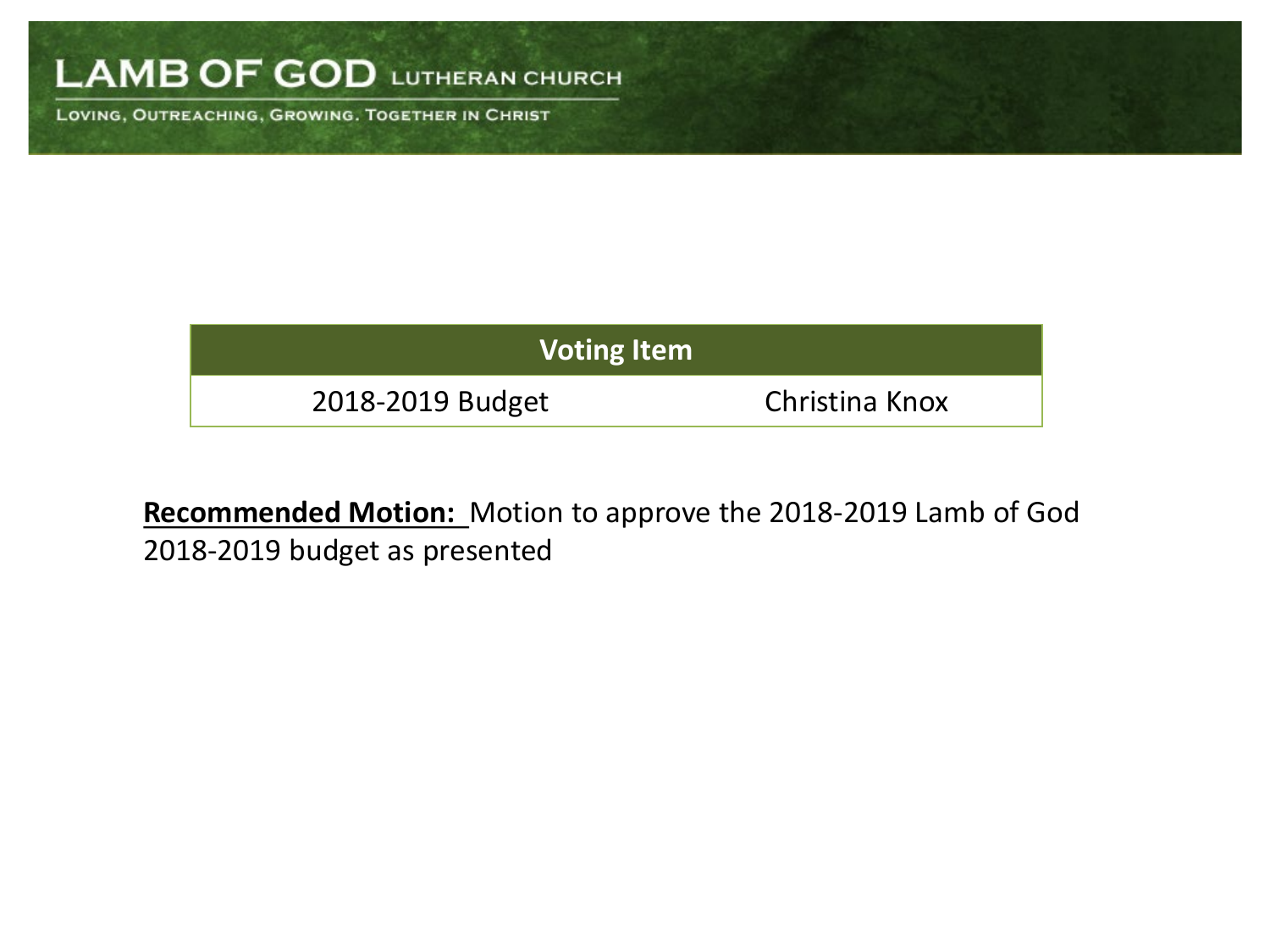LAMB OF GOD LUTHERAN CHURCH

LOVING, OUTREACHING, GROWING. TOGETHER IN CHRIST

| Voting Item | |
|---|---|
| 2018-2019 Budget | Christina Knox |

**Recommended Motion:** Motion to approve the 2018-2019 Lamb of God 2018-2019 budget as presented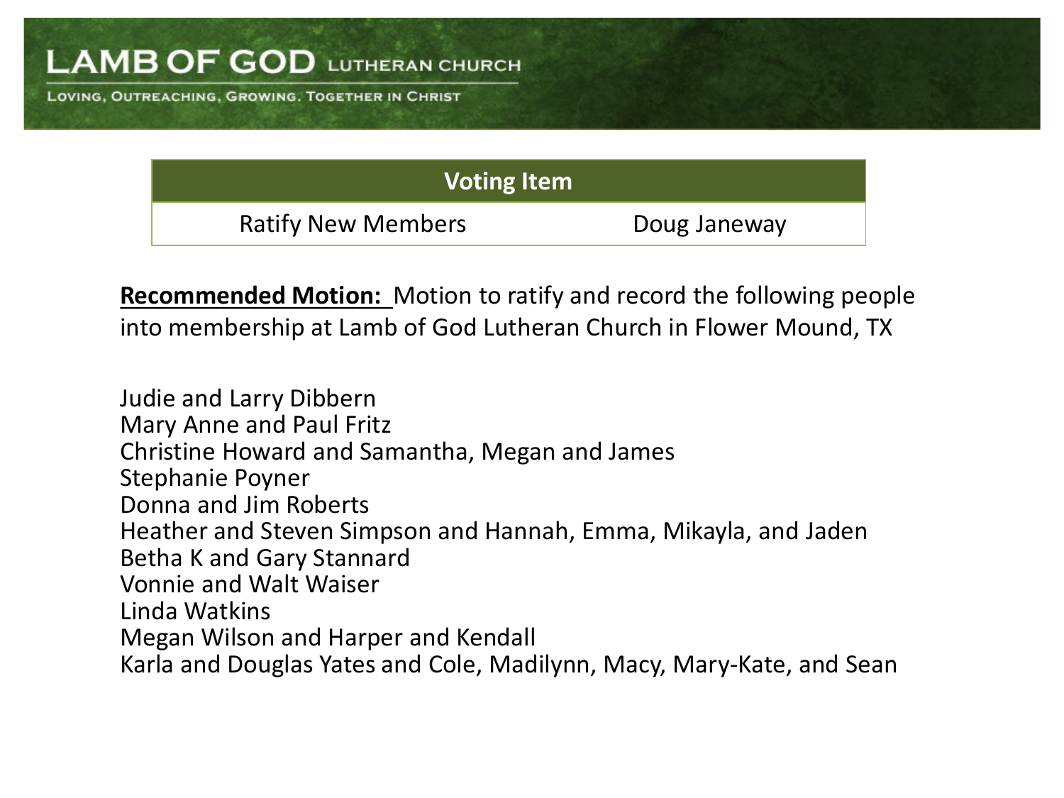# LAMB OF GOD LUTHERAN CHURCH

LOVING, OUTREACHING, GROWING. TOGETHER IN CHRIST

| Voting Item | |
|---|---|
| Ratify New Members | Doug Janeway |

**Recommended Motion:** Motion to ratify and record the following people into membership at Lamb of God Lutheran Church in Flower Mound, TX

Judie and Larry Dibbern
Mary Anne and Paul Fritz
Christine Howard and Samantha, Megan and James
Stephanie Poyner
Donna and Jim Roberts
Heather and Steven Simpson and Hannah, Emma, Mikayla, and Jaden
Betha K and Gary Stannard
Vonnie and Walt Waiser
Linda Watkins
Megan Wilson and Harper and Kendall
Karla and Douglas Yates and Cole, Madilynn, Macy, Mary-Kate, and Sean